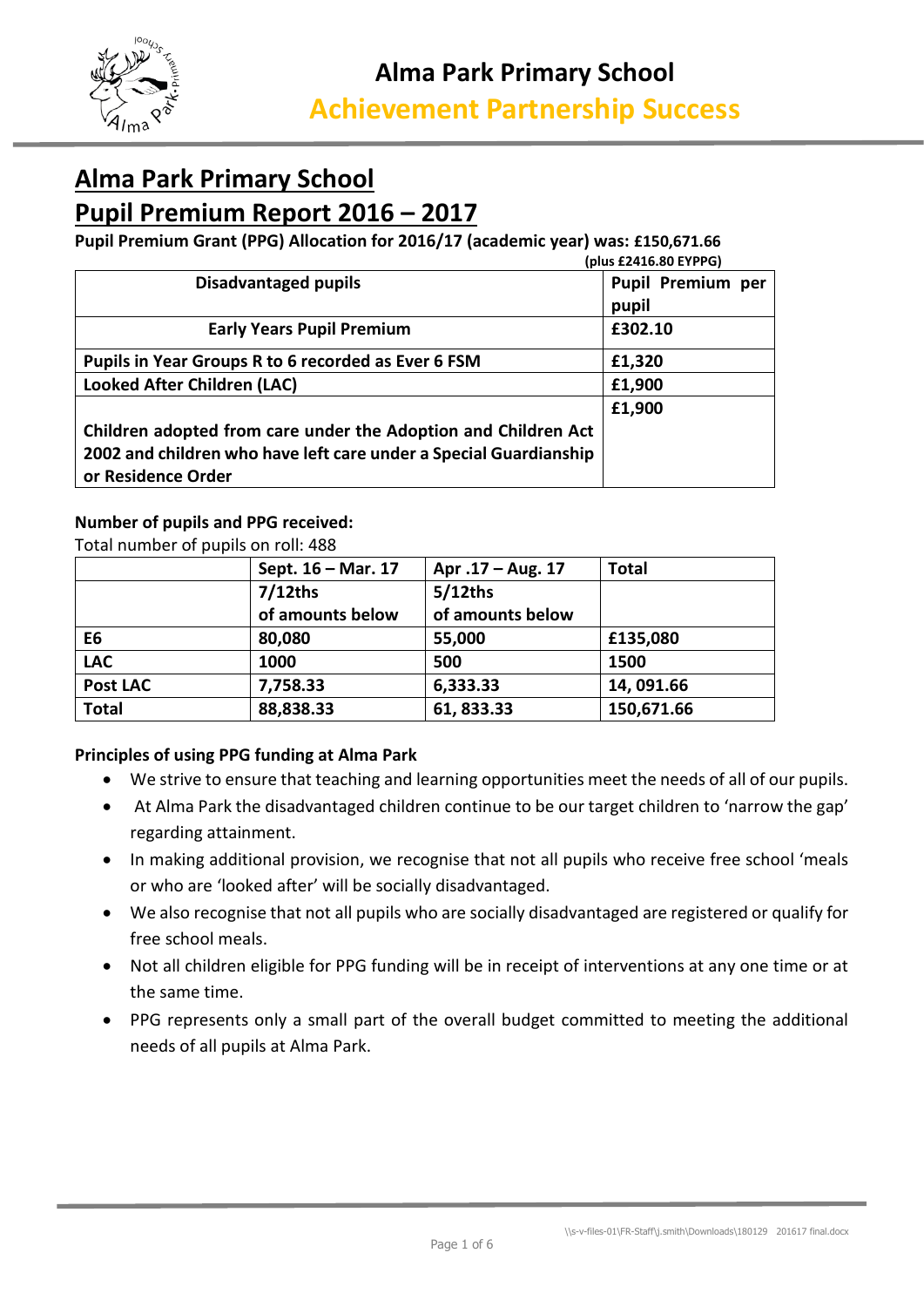# Alma Park Primary School

## Achievement Partnership Success

# Alma Park Primary School

# Pupil Premium Report 2016 – 2017

**Pupil Premium Grant (PPG) Allocation for 2016/17 (academic year) was: £150,671.66**
**(plus £2416.80 EYPPG)**

| Disadvantaged pupils | Pupil Premium per pupil |
|---|---|
| **Early Years Pupil Premium** | **£302.10** |
| **Pupils in Year Groups R to 6 recorded as Ever 6 FSM** | **£1,320** |
| **Looked After Children (LAC)** | **£1,900** |
| **Children adopted from care under the Adoption and Children Act 2002 and children who have left care under a Special Guardianship or Residence Order** | **£1,900** |

**Number of pupils and PPG received:**

Total number of pupils on roll: 488

| | Sept. 16 – Mar. 17 | Apr .17 – Aug. 17 | Total |
|---|---|---|---|
| | 7/12ths of amounts below | 5/12ths of amounts below | |
| E6 | 80,080 | 55,000 | £135,080 |
| LAC | 1000 | 500 | 1500 |
| Post LAC | 7,758.33 | 6,333.33 | 14, 091.66 |
| Total | 88,838.33 | 61, 833.33 | 150,671.66 |

**Principles of using PPG funding at Alma Park**

- We strive to ensure that teaching and learning opportunities meet the needs of all of our pupils.
- At Alma Park the disadvantaged children continue to be our target children to 'narrow the gap' regarding attainment.
- In making additional provision, we recognise that not all pupils who receive free school 'meals or who are 'looked after' will be socially disadvantaged.
- We also recognise that not all pupils who are socially disadvantaged are registered or qualify for free school meals.
- Not all children eligible for PPG funding will be in receipt of interventions at any one time or at the same time.
- PPG represents only a small part of the overall budget committed to meeting the additional needs of all pupils at Alma Park.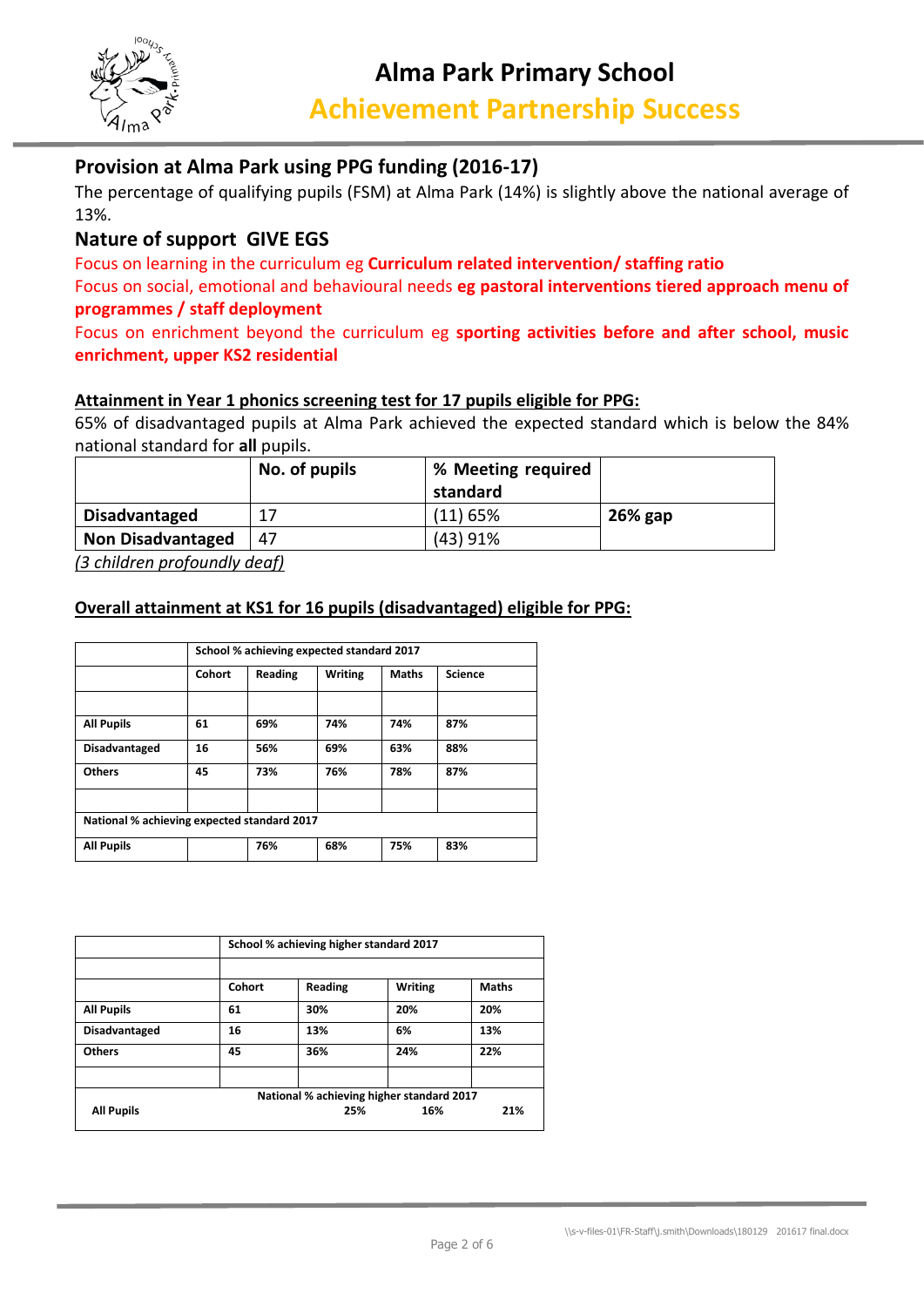## Provision at Alma Park using PPG funding (2016-17)

The percentage of qualifying pupils (FSM) at Alma Park (14%) is slightly above the national average of 13%.

## Nature of support GIVE EGS

Focus on learning in the curriculum eg **Curriculum related intervention/ staffing ratio**

Focus on social, emotional and behavioural needs **eg pastoral interventions tiered approach menu of programmes / staff deployment**

Focus on enrichment beyond the curriculum eg **sporting activities before and after school, music enrichment, upper KS2 residential**

### Attainment in Year 1 phonics screening test for 17 pupils eligible for PPG:

65% of disadvantaged pupils at Alma Park achieved the expected standard which is below the 84% national standard for **all** pupils.

| | No. of pupils | % Meeting required standard | |
|---|---|---|---|
| **Disadvantaged** | 17 | (11) 65% | **26% gap** |
| **Non Disadvantaged** | 47 | (43) 91% | |

*(3 children profoundly deaf)*

### Overall attainment at KS1 for 16 pupils (disadvantaged) eligible for PPG:

| | **School % achieving expected standard 2017** | | | | |
|---|---|---|---|---|---|
| | **Cohort** | **Reading** | **Writing** | **Maths** | **Science** |
| | | | | | |
| **All Pupils** | **61** | **69%** | **74%** | **74%** | **87%** |
| **Disadvantaged** | **16** | **56%** | **69%** | **63%** | **88%** |
| **Others** | **45** | **73%** | **76%** | **78%** | **87%** |
| | | | | | |
| **National % achieving expected standard 2017** | | | | | |
| **All Pupils** | | **76%** | **68%** | **75%** | **83%** |

| | **School % achieving higher standard 2017** | | | |
|---|---|---|---|---|
| | | | | |
| | **Cohort** | **Reading** | **Writing** | **Maths** |
| **All Pupils** | **61** | **30%** | **20%** | **20%** |
| **Disadvantaged** | **16** | **13%** | **6%** | **13%** |
| **Others** | **45** | **36%** | **24%** | **22%** |
| | | | | |
| | **National % achieving higher standard 2017** | | | |
| **All Pupils** | | **25%** | **16%** | **21%** |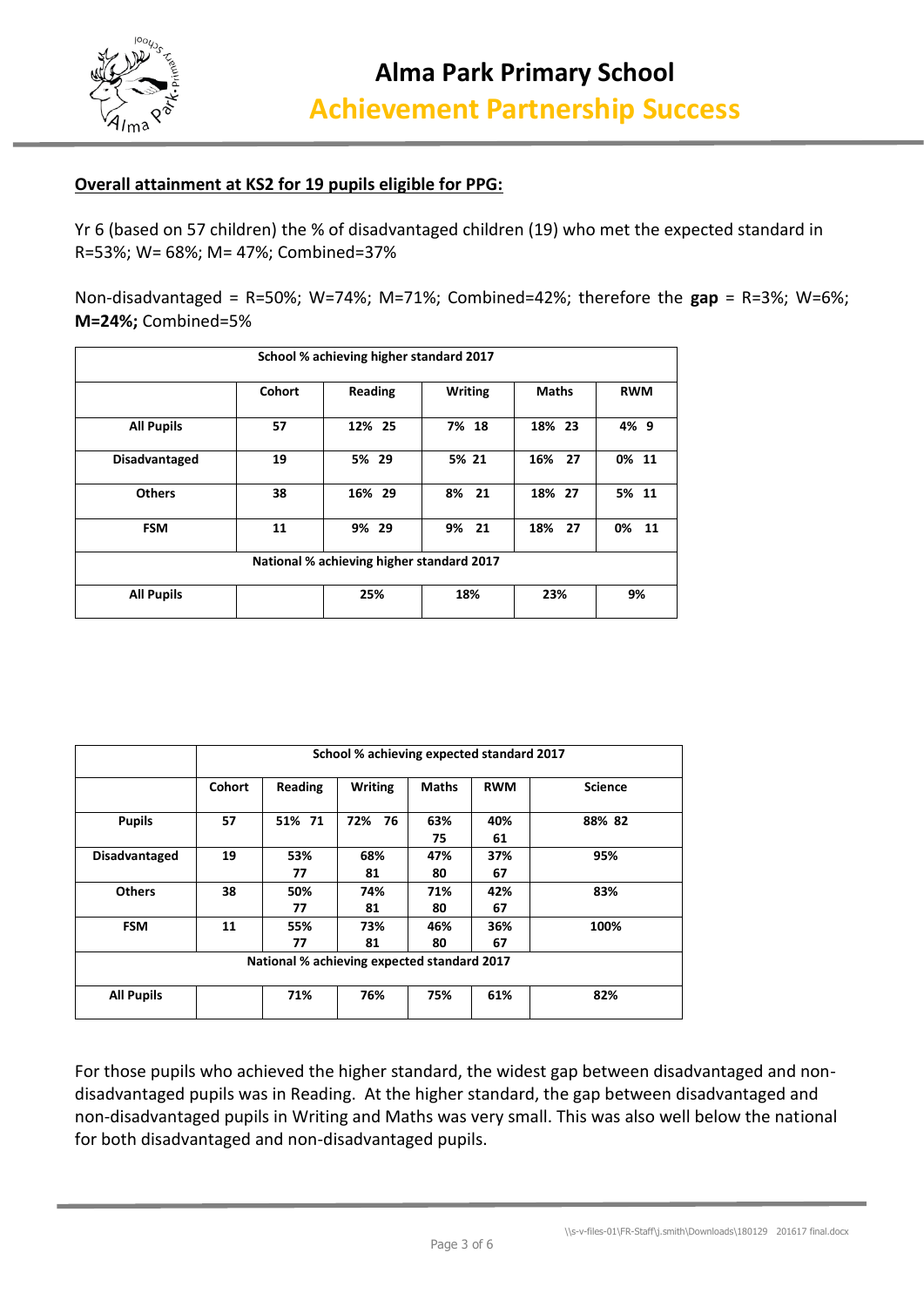**Overall attainment at KS2 for 19 pupils eligible for PPG:**

Yr 6 (based on 57 children) the % of disadvantaged children (19) who met the expected standard in R=53%; W= 68%; M= 47%; Combined=37%

Non-disadvantaged = R=50%; W=74%; M=71%; Combined=42%; therefore the **gap** = R=3%; W=6%; **M=24%;** Combined=5%

| School % achieving higher standard 2017 | | | | | |
|---|---|---|---|---|---|
| | **Cohort** | **Reading** | **Writing** | **Maths** | **RWM** |
| **All Pupils** | 57 | 12% 25 | 7% 18 | 18% 23 | 4% 9 |
| **Disadvantaged** | 19 | 5% 29 | 5% 21 | 16% 27 | 0% 11 |
| **Others** | 38 | 16% 29 | 8% 21 | 18% 27 | 5% 11 |
| **FSM** | 11 | 9% 29 | 9% 21 | 18% 27 | 0% 11 |
| **National % achieving higher standard 2017** | | | | | |
| **All Pupils** | | 25% | 18% | 23% | 9% |

| | School % achieving expected standard 2017 | | | | | |
|---|---|---|---|---|---|---|
| | **Cohort** | **Reading** | **Writing** | **Maths** | **RWM** | **Science** |
| **Pupils** | 57 | 51% 71 | 72% 76 | 63% 75 | 40% 61 | 88% 82 |
| **Disadvantaged** | 19 | 53% 77 | 68% 81 | 47% 80 | 37% 67 | 95% |
| **Others** | 38 | 50% 77 | 74% 81 | 71% 80 | 42% 67 | 83% |
| **FSM** | 11 | 55% 77 | 73% 81 | 46% 80 | 36% 67 | 100% |
| **National % achieving expected standard 2017** | | | | | | |
| **All Pupils** | | 71% | 76% | 75% | 61% | 82% |

For those pupils who achieved the higher standard, the widest gap between disadvantaged and non-disadvantaged pupils was in Reading. At the higher standard, the gap between disadvantaged and non-disadvantaged pupils in Writing and Maths was very small. This was also well below the national for both disadvantaged and non-disadvantaged pupils.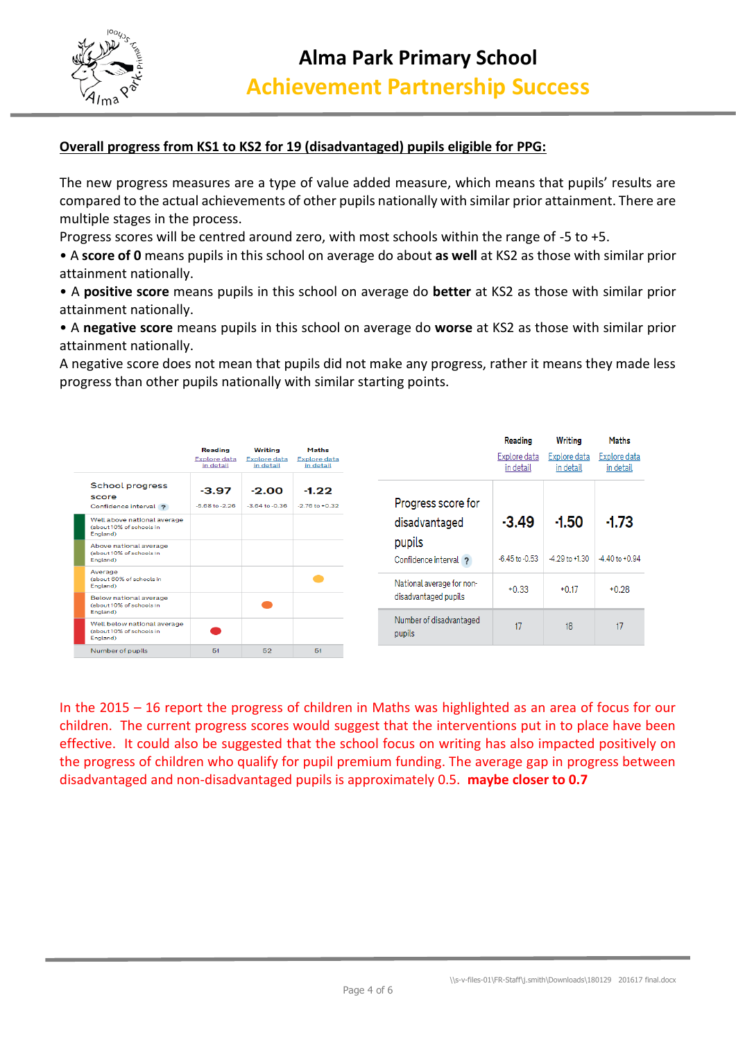**Overall progress from KS1 to KS2 for 19 (disadvantaged) pupils eligible for PPG:**

The new progress measures are a type of value added measure, which means that pupils' results are compared to the actual achievements of other pupils nationally with similar prior attainment. There are multiple stages in the process.

Progress scores will be centred around zero, with most schools within the range of -5 to +5.

- A **score of 0** means pupils in this school on average do about **as well** at KS2 as those with similar prior attainment nationally.
- A **positive score** means pupils in this school on average do **better** at KS2 as those with similar prior attainment nationally.
- A **negative score** means pupils in this school on average do **worse** at KS2 as those with similar prior attainment nationally.

A negative score does not mean that pupils did not make any progress, rather it means they made less progress than other pupils nationally with similar starting points.

| | Reading<br>Explore data in detail | Writing<br>Explore data in detail | Maths<br>Explore data in detail |
|---|---|---|---|
| School progress score<br>Confidence interval | -3.97<br>-5.68 to -2.26 | -2.00<br>-3.64 to -0.36 | -1.22<br>-2.76 to +0.32 |
| Well above national average (about 10% of schools in England) | | | |
| Above national average (about 10% of schools in England) | | | |
| Average (about 60% of schools in England) | | | ● |
| Below national average (about 10% of schools in England) | | ● | |
| Well below national average (about 10% of schools in England) | ● | | |
| Number of pupils | 51 | 52 | 51 |

| | Reading<br>Explore data in detail | Writing<br>Explore data in detail | Maths<br>Explore data in detail |
|---|---|---|---|
| Progress score for disadvantaged pupils<br>Confidence interval | -3.49<br>-6.45 to -0.53 | -1.50<br>-4.29 to +1.30 | -1.73<br>-4.40 to +0.94 |
| National average for non-disadvantaged pupils | +0.33 | +0.17 | +0.28 |
| Number of disadvantaged pupils | 17 | 18 | 17 |

In the 2015 – 16 report the progress of children in Maths was highlighted as an area of focus for our children. The current progress scores would suggest that the interventions put in to place have been effective. It could also be suggested that the school focus on writing has also impacted positively on the progress of children who qualify for pupil premium funding. The average gap in progress between disadvantaged and non-disadvantaged pupils is approximately 0.5. **maybe closer to 0.7**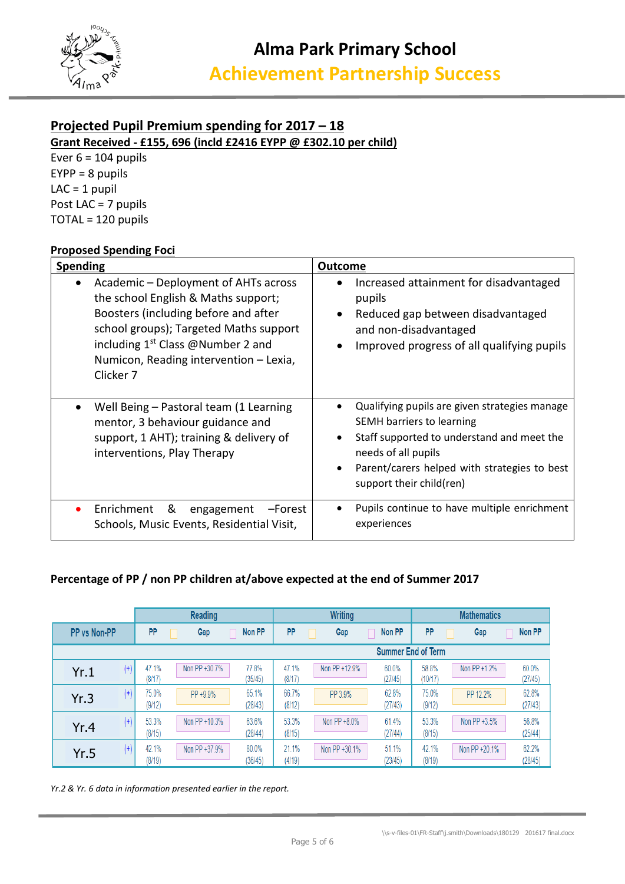# Alma Park Primary School

## Achievement Partnership Success

## Projected Pupil Premium spending for 2017 – 18

**Grant Received - £155, 696 (incld £2416 EYPP @ £302.10 per child)**

Ever 6 = 104 pupils
EYPP = 8 pupils
LAC = 1 pupil
Post LAC = 7 pupils
TOTAL = 120 pupils

**Proposed Spending Foci**

| Spending | Outcome |
|---|---|
| • Academic – Deployment of AHTs across the school English & Maths support; Boosters (including before and after school groups); Targeted Maths support including 1st Class @Number 2 and Numicon, Reading intervention – Lexia, Clicker 7 | • Increased attainment for disadvantaged pupils<br>• Reduced gap between disadvantaged and non-disadvantaged<br>• Improved progress of all qualifying pupils |
| • Well Being – Pastoral team (1 Learning mentor, 3 behaviour guidance and support, 1 AHT); training & delivery of interventions, Play Therapy | • Qualifying pupils are given strategies manage SEMH barriers to learning<br>• Staff supported to understand and meet the needs of all pupils<br>• Parent/carers helped with strategies to best support their child(ren) |
| • Enrichment & engagement –Forest Schools, Music Events, Residential Visit, | • Pupils continue to have multiple enrichment experiences |

**Percentage of PP / non PP children at/above expected at the end of Summer 2017**

| | | Reading | | | Writing | | | Mathematics | | |
|---|---|---|---|---|---|---|---|---|---|---|
| PP vs Non-PP | | PP | Gap | Non PP | PP | Gap | Non PP | PP | Gap | Non PP |
| Summer End of Term | | | | | | | | | | |
| Yr.1 | (+) | 47.1% (8/17) | Non PP +30.7% | 77.8% (35/45) | 47.1% (8/17) | Non PP +12.9% | 60.0% (27/45) | 58.8% (10/17) | Non PP +1.2% | 60.0% (27/45) |
| Yr.3 | (+) | 75.0% (9/12) | PP +9.9% | 65.1% (28/43) | 66.7% (8/12) | PP 3.9% | 62.8% (27/43) | 75.0% (9/12) | PP 12.2% | 62.8% (27/43) |
| Yr.4 | (+) | 53.3% (8/15) | Non PP +10.3% | 63.6% (28/44) | 53.3% (8/15) | Non PP +8.0% | 61.4% (27/44) | 53.3% (8/15) | Non PP +3.5% | 56.8% (25/44) |
| Yr.5 | (+) | 42.1% (8/19) | Non PP +37.9% | 80.0% (36/45) | 21.1% (4/19) | Non PP +30.1% | 51.1% (23/45) | 42.1% (8/19) | Non PP +20.1% | 62.2% (28/45) |

*Yr.2 & Yr. 6 data in information presented earlier in the report.*

\\s-v-files-01\FR-Staff\j.smith\Downloads\180129 201617 final.docx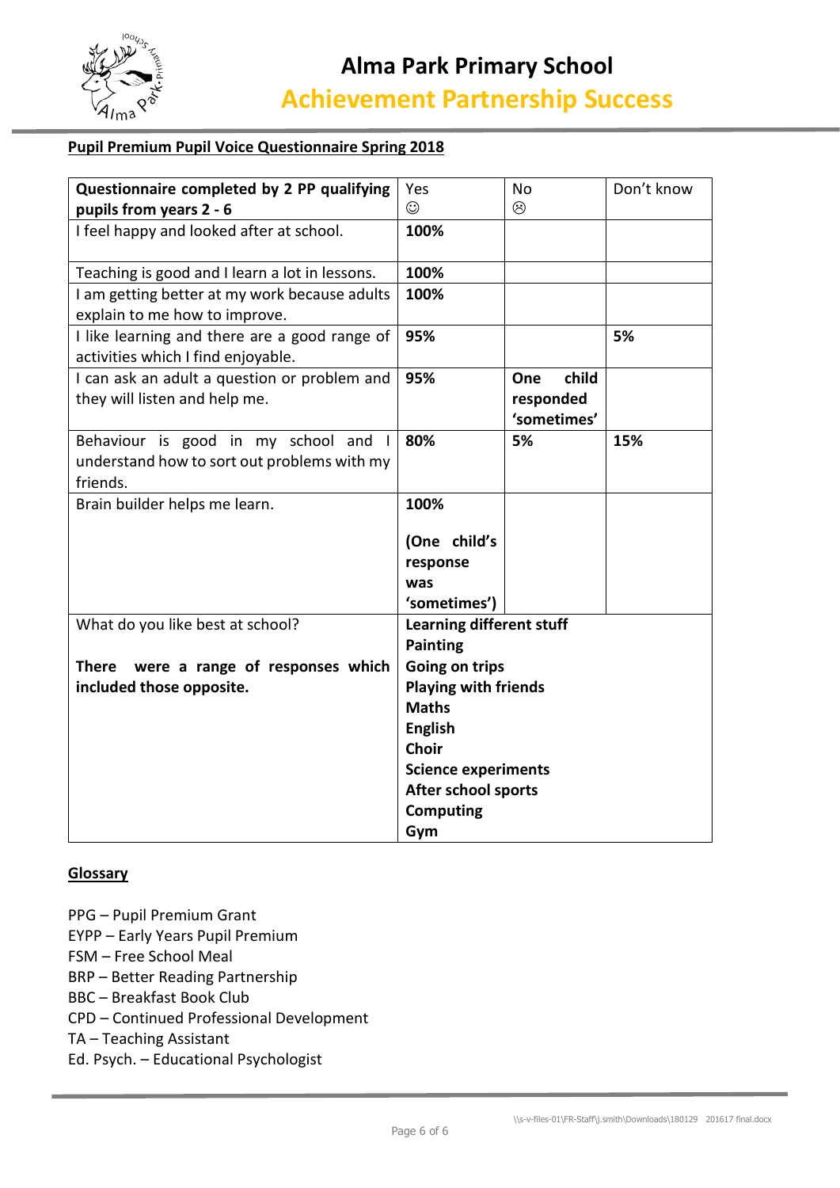# Alma Park Primary School

## Achievement Partnership Success

**Pupil Premium Pupil Voice Questionnaire Spring 2018**

| **Questionnaire completed by 2 PP qualifying pupils from years 2 - 6** | Yes ☺ | No ☹ | Don't know |
|---|---|---|---|
| I feel happy and looked after at school. | **100%** | | |
| Teaching is good and I learn a lot in lessons. | **100%** | | |
| I am getting better at my work because adults explain to me how to improve. | **100%** | | |
| I like learning and there are a good range of activities which I find enjoyable. | **95%** | | **5%** |
| I can ask an adult a question or problem and they will listen and help me. | **95%** | **One child responded 'sometimes'** | |
| Behaviour is good in my school and I understand how to sort out problems with my friends. | **80%** | **5%** | **15%** |
| Brain builder helps me learn. | **100%** **(One child's response was 'sometimes')** | | |
| What do you like best at school? **There were a range of responses which included those opposite.** | **Learning different stuff** **Painting** **Going on trips** **Playing with friends** **Maths** **English** **Choir** **Science experiments** **After school sports** **Computing** **Gym** | | |

**Glossary**

PPG – Pupil Premium Grant
EYPP – Early Years Pupil Premium
FSM – Free School Meal
BRP – Better Reading Partnership
BBC – Breakfast Book Club
CPD – Continued Professional Development
TA – Teaching Assistant
Ed. Psych. – Educational Psychologist